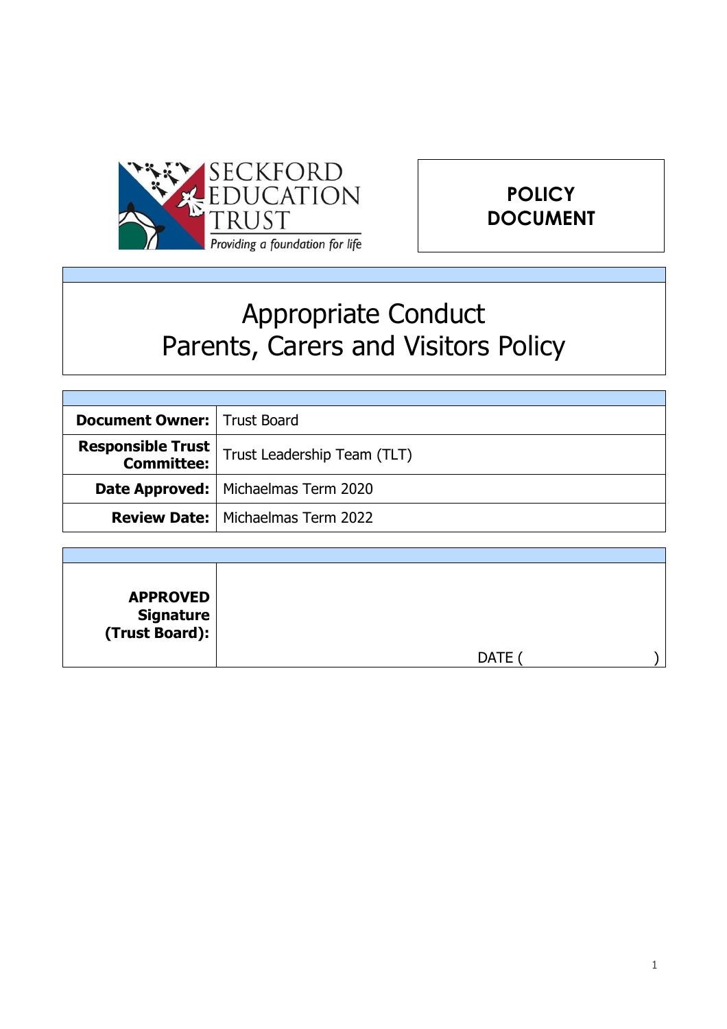SECKFORD EDUCATION TRUST

*Providing a foundation for life*

**POLICY DOCUMENT**

# Appropriate Conduct
# Parents, Carers and Visitors Policy

| | |
|---|---|
| **Document Owner:** | Trust Board |
| **Responsible Trust Committee:** | Trust Leadership Team (TLT) |
| **Date Approved:** | Michaelmas Term 2020 |
| **Review Date:** | Michaelmas Term 2022 |

| | |
|---|---|
| **APPROVED Signature (Trust Board):** | DATE ( ) |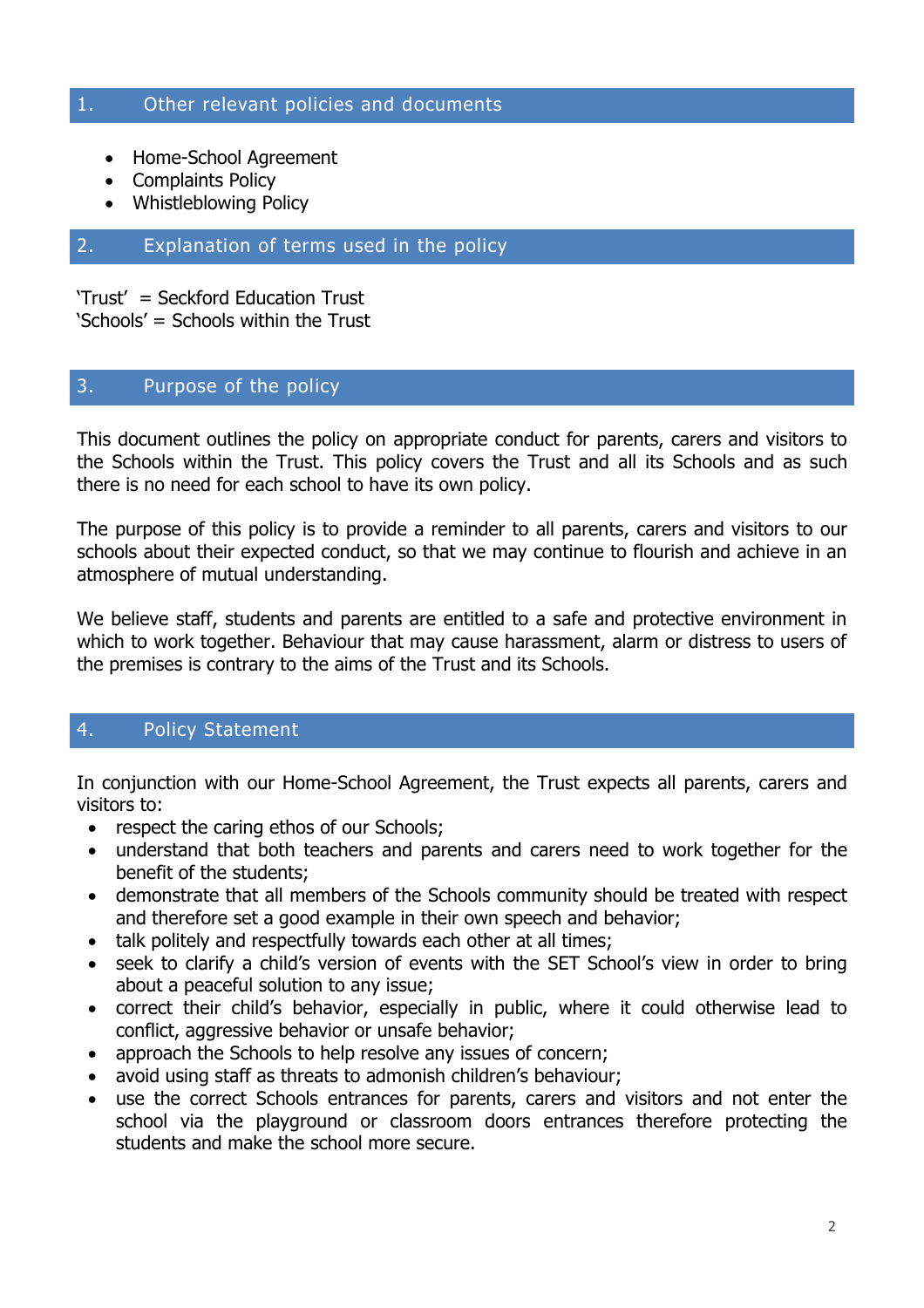## 1. Other relevant policies and documents

- Home-School Agreement
- Complaints Policy
- Whistleblowing Policy

## 2. Explanation of terms used in the policy

'Trust' = Seckford Education Trust
'Schools' = Schools within the Trust

## 3. Purpose of the policy

This document outlines the policy on appropriate conduct for parents, carers and visitors to the Schools within the Trust. This policy covers the Trust and all its Schools and as such there is no need for each school to have its own policy.

The purpose of this policy is to provide a reminder to all parents, carers and visitors to our schools about their expected conduct, so that we may continue to flourish and achieve in an atmosphere of mutual understanding.

We believe staff, students and parents are entitled to a safe and protective environment in which to work together. Behaviour that may cause harassment, alarm or distress to users of the premises is contrary to the aims of the Trust and its Schools.

## 4. Policy Statement

In conjunction with our Home-School Agreement, the Trust expects all parents, carers and visitors to:

- respect the caring ethos of our Schools;
- understand that both teachers and parents and carers need to work together for the benefit of the students;
- demonstrate that all members of the Schools community should be treated with respect and therefore set a good example in their own speech and behavior;
- talk politely and respectfully towards each other at all times;
- seek to clarify a child's version of events with the SET School's view in order to bring about a peaceful solution to any issue;
- correct their child's behavior, especially in public, where it could otherwise lead to conflict, aggressive behavior or unsafe behavior;
- approach the Schools to help resolve any issues of concern;
- avoid using staff as threats to admonish children's behaviour;
- use the correct Schools entrances for parents, carers and visitors and not enter the school via the playground or classroom doors entrances therefore protecting the students and make the school more secure.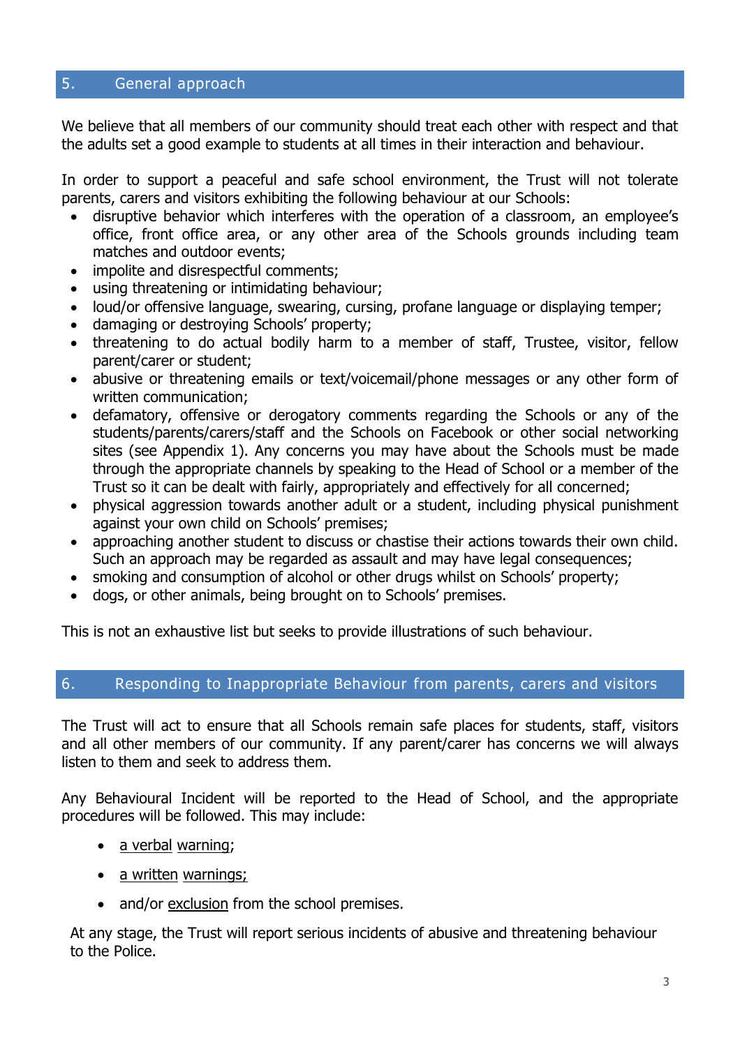## 5. General approach

We believe that all members of our community should treat each other with respect and that the adults set a good example to students at all times in their interaction and behaviour.

In order to support a peaceful and safe school environment, the Trust will not tolerate parents, carers and visitors exhibiting the following behaviour at our Schools:

- disruptive behavior which interferes with the operation of a classroom, an employee's office, front office area, or any other area of the Schools grounds including team matches and outdoor events;
- impolite and disrespectful comments;
- using threatening or intimidating behaviour;
- loud/or offensive language, swearing, cursing, profane language or displaying temper;
- damaging or destroying Schools' property;
- threatening to do actual bodily harm to a member of staff, Trustee, visitor, fellow parent/carer or student;
- abusive or threatening emails or text/voicemail/phone messages or any other form of written communication;
- defamatory, offensive or derogatory comments regarding the Schools or any of the students/parents/carers/staff and the Schools on Facebook or other social networking sites (see Appendix 1). Any concerns you may have about the Schools must be made through the appropriate channels by speaking to the Head of School or a member of the Trust so it can be dealt with fairly, appropriately and effectively for all concerned;
- physical aggression towards another adult or a student, including physical punishment against your own child on Schools' premises;
- approaching another student to discuss or chastise their actions towards their own child. Such an approach may be regarded as assault and may have legal consequences;
- smoking and consumption of alcohol or other drugs whilst on Schools' property;
- dogs, or other animals, being brought on to Schools' premises.

This is not an exhaustive list but seeks to provide illustrations of such behaviour.

## 6. Responding to Inappropriate Behaviour from parents, carers and visitors

The Trust will act to ensure that all Schools remain safe places for students, staff, visitors and all other members of our community. If any parent/carer has concerns we will always listen to them and seek to address them.

Any Behavioural Incident will be reported to the Head of School, and the appropriate procedures will be followed. This may include:

- a verbal warning;
- a written warnings;
- and/or exclusion from the school premises.

At any stage, the Trust will report serious incidents of abusive and threatening behaviour to the Police.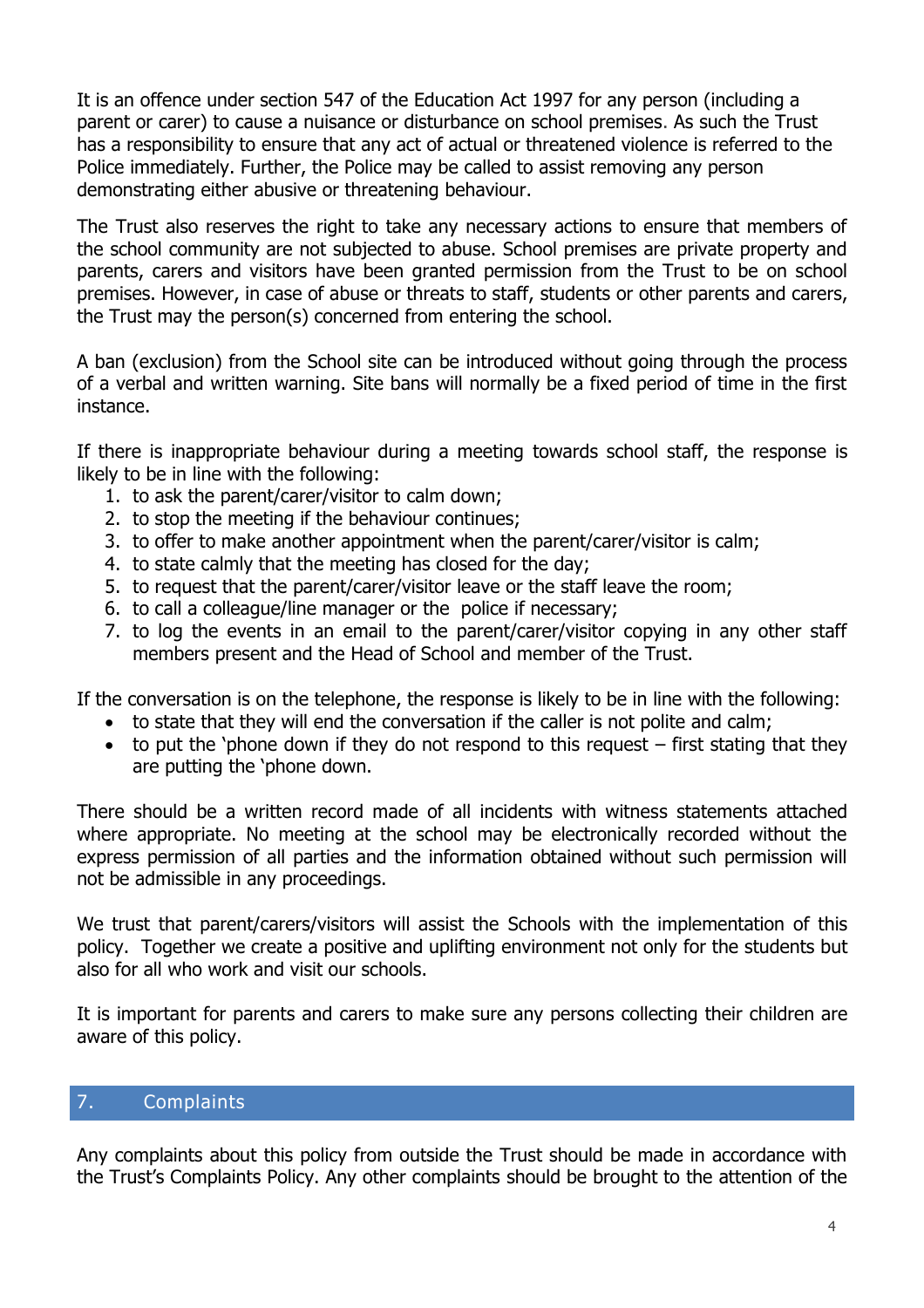It is an offence under section 547 of the Education Act 1997 for any person (including a parent or carer) to cause a nuisance or disturbance on school premises. As such the Trust has a responsibility to ensure that any act of actual or threatened violence is referred to the Police immediately. Further, the Police may be called to assist removing any person demonstrating either abusive or threatening behaviour.

The Trust also reserves the right to take any necessary actions to ensure that members of the school community are not subjected to abuse. School premises are private property and parents, carers and visitors have been granted permission from the Trust to be on school premises. However, in case of abuse or threats to staff, students or other parents and carers, the Trust may the person(s) concerned from entering the school.

A ban (exclusion) from the School site can be introduced without going through the process of a verbal and written warning. Site bans will normally be a fixed period of time in the first instance.

If there is inappropriate behaviour during a meeting towards school staff, the response is likely to be in line with the following:

1. to ask the parent/carer/visitor to calm down;
2. to stop the meeting if the behaviour continues;
3. to offer to make another appointment when the parent/carer/visitor is calm;
4. to state calmly that the meeting has closed for the day;
5. to request that the parent/carer/visitor leave or the staff leave the room;
6. to call a colleague/line manager or the police if necessary;
7. to log the events in an email to the parent/carer/visitor copying in any other staff members present and the Head of School and member of the Trust.

If the conversation is on the telephone, the response is likely to be in line with the following:

- to state that they will end the conversation if the caller is not polite and calm;
- to put the 'phone down if they do not respond to this request – first stating that they are putting the 'phone down.

There should be a written record made of all incidents with witness statements attached where appropriate. No meeting at the school may be electronically recorded without the express permission of all parties and the information obtained without such permission will not be admissible in any proceedings.

We trust that parent/carers/visitors will assist the Schools with the implementation of this policy. Together we create a positive and uplifting environment not only for the students but also for all who work and visit our schools.

It is important for parents and carers to make sure any persons collecting their children are aware of this policy.

## 7. Complaints

Any complaints about this policy from outside the Trust should be made in accordance with the Trust's Complaints Policy. Any other complaints should be brought to the attention of the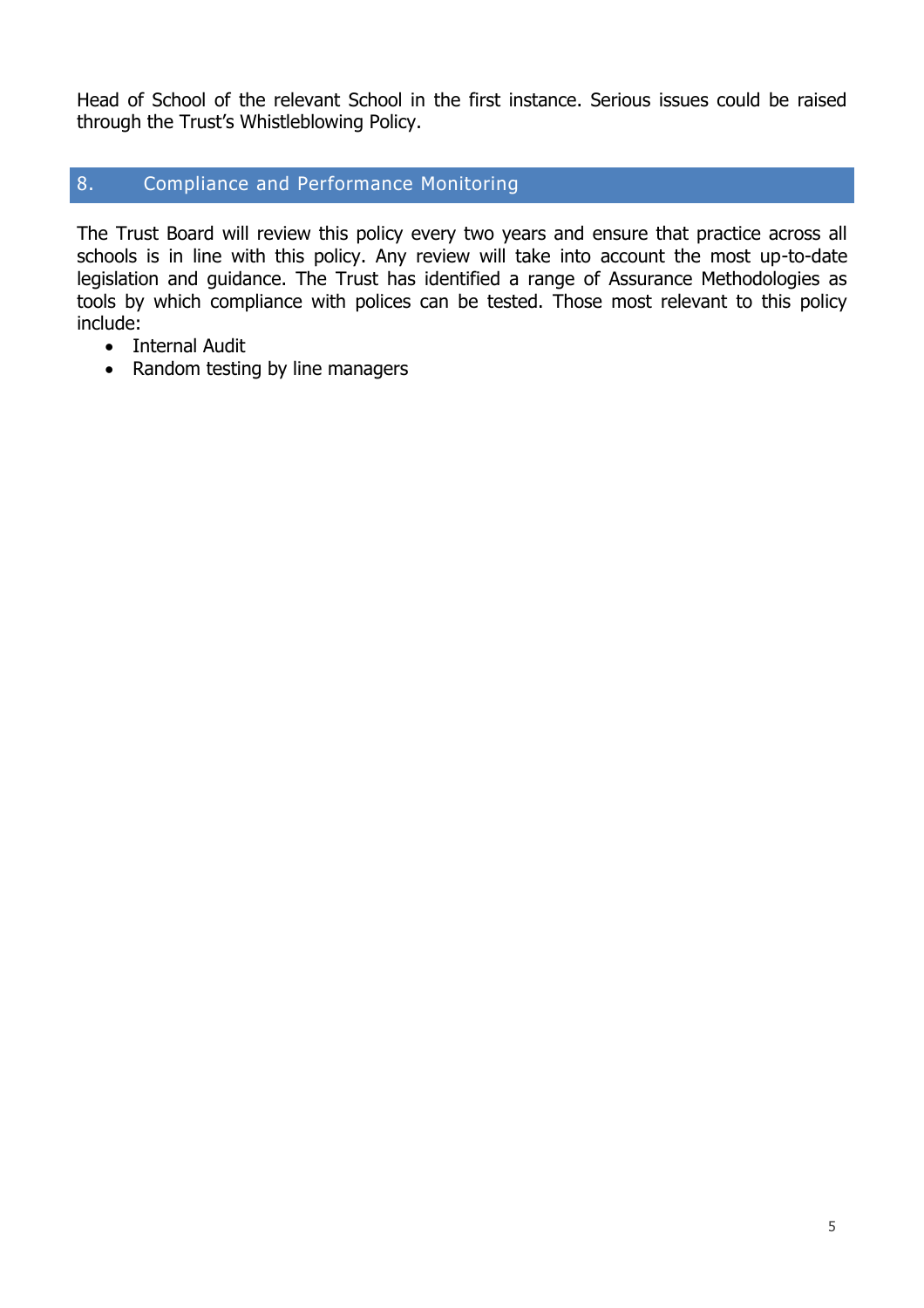Head of School of the relevant School in the first instance. Serious issues could be raised through the Trust's Whistleblowing Policy.

## 8. Compliance and Performance Monitoring

The Trust Board will review this policy every two years and ensure that practice across all schools is in line with this policy. Any review will take into account the most up-to-date legislation and guidance. The Trust has identified a range of Assurance Methodologies as tools by which compliance with polices can be tested. Those most relevant to this policy include:

- Internal Audit
- Random testing by line managers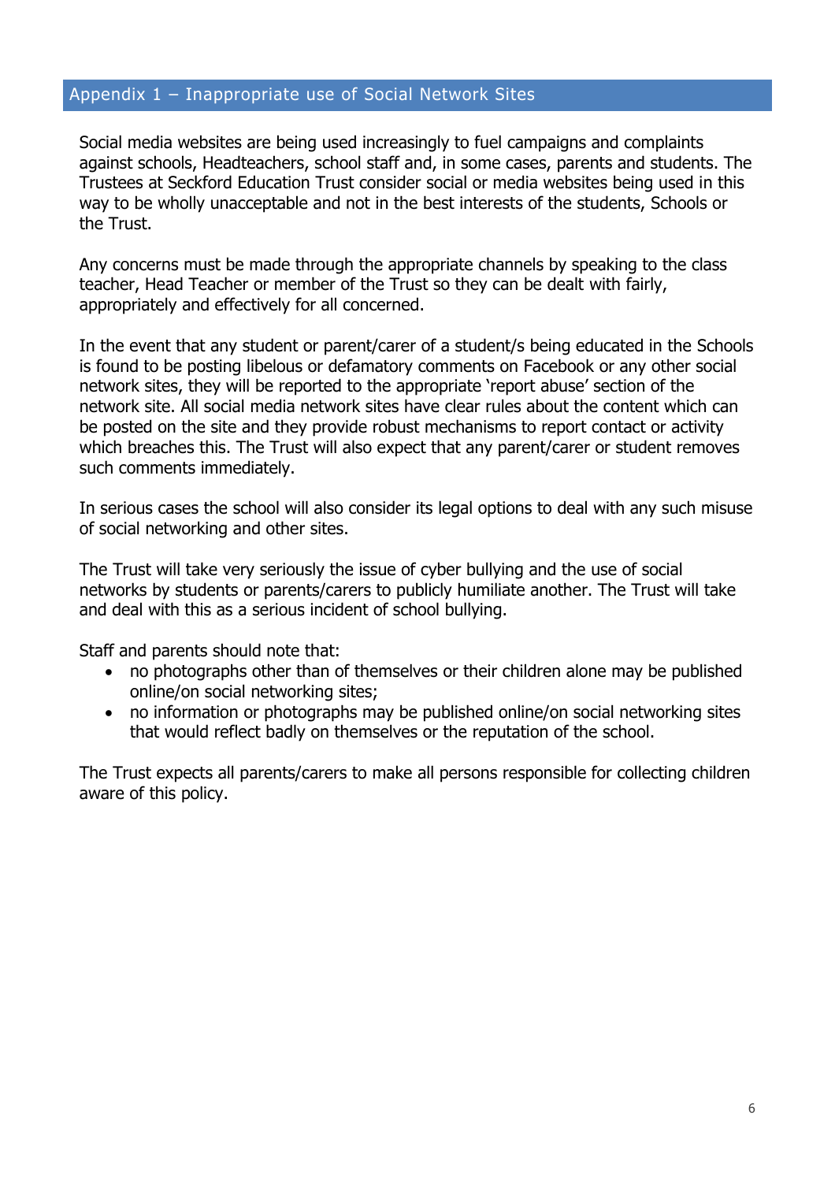## Appendix 1 – Inappropriate use of Social Network Sites

Social media websites are being used increasingly to fuel campaigns and complaints against schools, Headteachers, school staff and, in some cases, parents and students. The Trustees at Seckford Education Trust consider social or media websites being used in this way to be wholly unacceptable and not in the best interests of the students, Schools or the Trust.

Any concerns must be made through the appropriate channels by speaking to the class teacher, Head Teacher or member of the Trust so they can be dealt with fairly, appropriately and effectively for all concerned.

In the event that any student or parent/carer of a student/s being educated in the Schools is found to be posting libelous or defamatory comments on Facebook or any other social network sites, they will be reported to the appropriate 'report abuse' section of the network site. All social media network sites have clear rules about the content which can be posted on the site and they provide robust mechanisms to report contact or activity which breaches this. The Trust will also expect that any parent/carer or student removes such comments immediately.

In serious cases the school will also consider its legal options to deal with any such misuse of social networking and other sites.

The Trust will take very seriously the issue of cyber bullying and the use of social networks by students or parents/carers to publicly humiliate another. The Trust will take and deal with this as a serious incident of school bullying.

Staff and parents should note that:

- no photographs other than of themselves or their children alone may be published online/on social networking sites;
- no information or photographs may be published online/on social networking sites that would reflect badly on themselves or the reputation of the school.

The Trust expects all parents/carers to make all persons responsible for collecting children aware of this policy.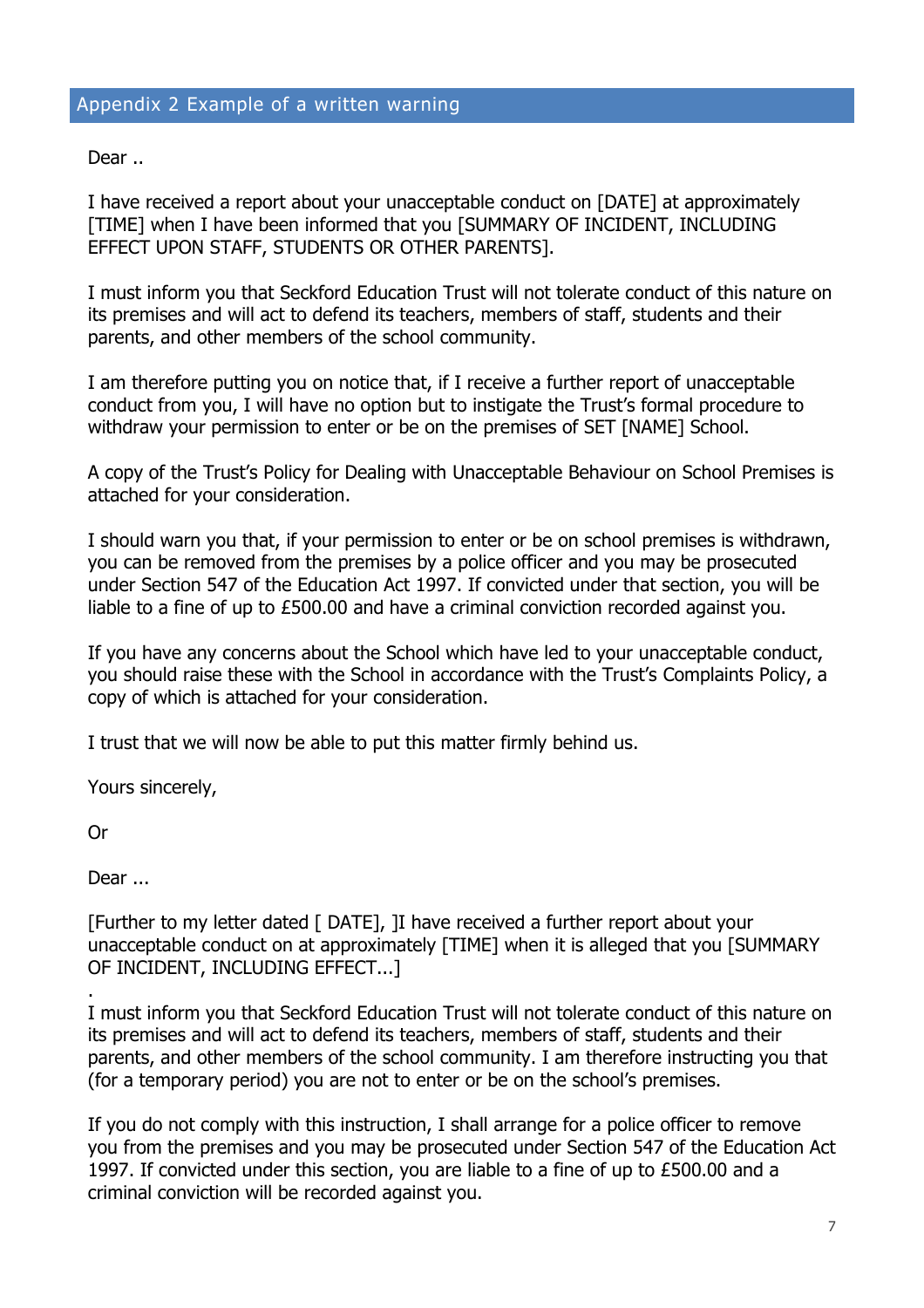## Appendix 2 Example of a written warning

Dear ..

I have received a report about your unacceptable conduct on [DATE] at approximately [TIME] when I have been informed that you [SUMMARY OF INCIDENT, INCLUDING EFFECT UPON STAFF, STUDENTS OR OTHER PARENTS].

I must inform you that Seckford Education Trust will not tolerate conduct of this nature on its premises and will act to defend its teachers, members of staff, students and their parents, and other members of the school community.

I am therefore putting you on notice that, if I receive a further report of unacceptable conduct from you, I will have no option but to instigate the Trust's formal procedure to withdraw your permission to enter or be on the premises of SET [NAME] School.

A copy of the Trust's Policy for Dealing with Unacceptable Behaviour on School Premises is attached for your consideration.

I should warn you that, if your permission to enter or be on school premises is withdrawn, you can be removed from the premises by a police officer and you may be prosecuted under Section 547 of the Education Act 1997. If convicted under that section, you will be liable to a fine of up to £500.00 and have a criminal conviction recorded against you.

If you have any concerns about the School which have led to your unacceptable conduct, you should raise these with the School in accordance with the Trust's Complaints Policy, a copy of which is attached for your consideration.

I trust that we will now be able to put this matter firmly behind us.

Yours sincerely,

Or

Dear ...

[Further to my letter dated [ DATE], ]I have received a further report about your unacceptable conduct on at approximately [TIME] when it is alleged that you [SUMMARY OF INCIDENT, INCLUDING EFFECT...]

.

I must inform you that Seckford Education Trust will not tolerate conduct of this nature on its premises and will act to defend its teachers, members of staff, students and their parents, and other members of the school community. I am therefore instructing you that (for a temporary period) you are not to enter or be on the school's premises.

If you do not comply with this instruction, I shall arrange for a police officer to remove you from the premises and you may be prosecuted under Section 547 of the Education Act 1997. If convicted under this section, you are liable to a fine of up to £500.00 and a criminal conviction will be recorded against you.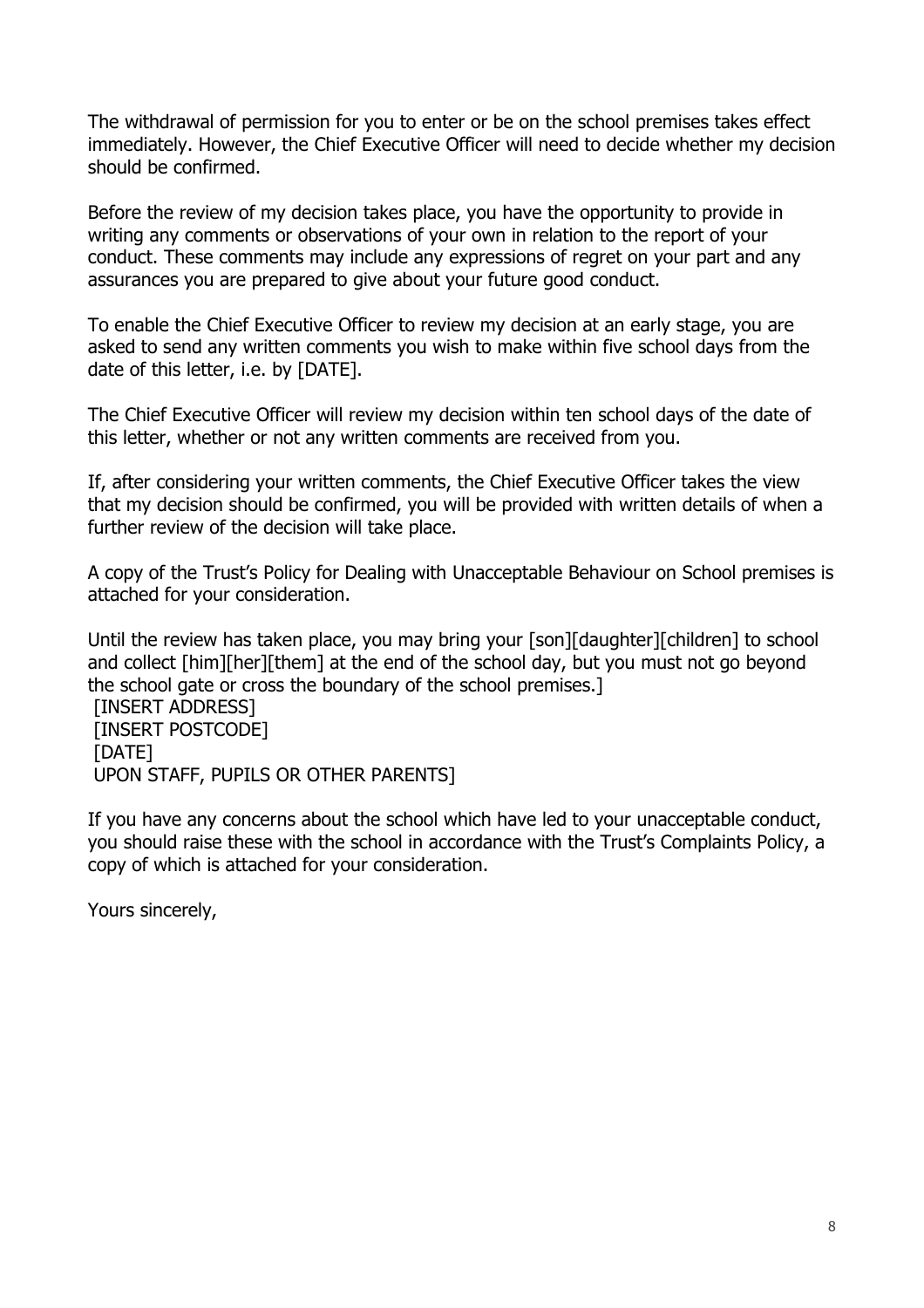The withdrawal of permission for you to enter or be on the school premises takes effect immediately. However, the Chief Executive Officer will need to decide whether my decision should be confirmed.

Before the review of my decision takes place, you have the opportunity to provide in writing any comments or observations of your own in relation to the report of your conduct. These comments may include any expressions of regret on your part and any assurances you are prepared to give about your future good conduct.

To enable the Chief Executive Officer to review my decision at an early stage, you are asked to send any written comments you wish to make within five school days from the date of this letter, i.e. by [DATE].

The Chief Executive Officer will review my decision within ten school days of the date of this letter, whether or not any written comments are received from you.

If, after considering your written comments, the Chief Executive Officer takes the view that my decision should be confirmed, you will be provided with written details of when a further review of the decision will take place.

A copy of the Trust's Policy for Dealing with Unacceptable Behaviour on School premises is attached for your consideration.

Until the review has taken place, you may bring your [son][daughter][children] to school and collect [him][her][them] at the end of the school day, but you must not go beyond the school gate or cross the boundary of the school premises.]
[INSERT ADDRESS]
[INSERT POSTCODE]
[DATE]
UPON STAFF, PUPILS OR OTHER PARENTS]

If you have any concerns about the school which have led to your unacceptable conduct, you should raise these with the school in accordance with the Trust's Complaints Policy, a copy of which is attached for your consideration.

Yours sincerely,